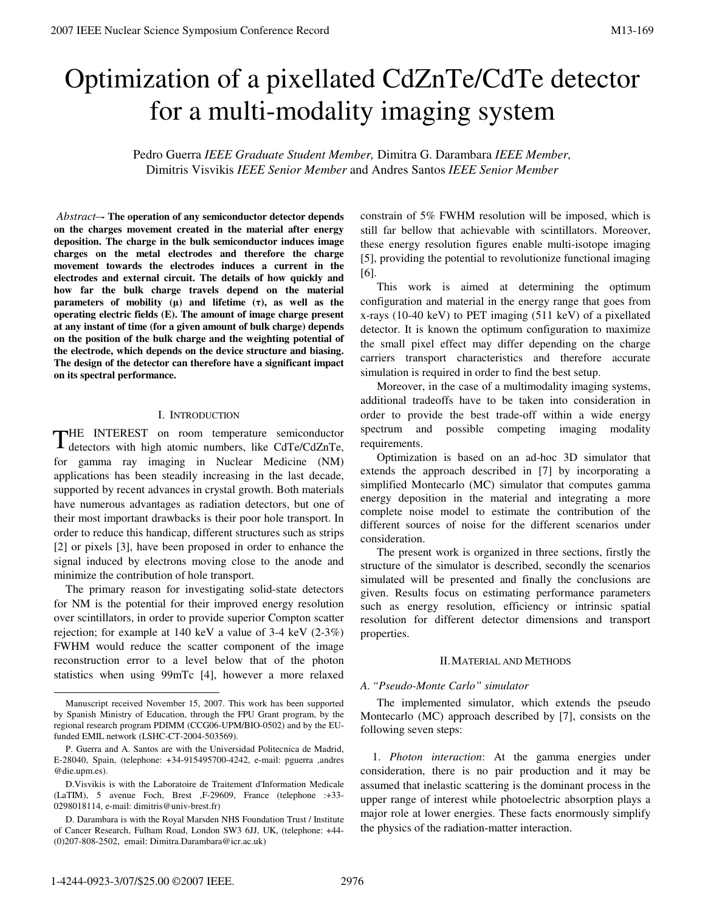# Optimization of a pixellated CdZnTe/CdTe detector for a multi-modality imaging system

Pedro Guerra *IEEE Graduate Student Member,* Dimitra G. Darambara *IEEE Member,* Dimitris Visvikis *IEEE Senior Member* and Andres Santos *IEEE Senior Member*

*Abstract*–- **The operation of any semiconductor detector depends on the charges movement created in the material after energy deposition. The charge in the bulk semiconductor induces image charges on the metal electrodes and therefore the charge movement towards the electrodes induces a current in the electrodes and external circuit. The details of how quickly and how far the bulk charge travels depend on the material parameters of mobility (μ) and lifetime (τ), as well as the operating electric fields (E). The amount of image charge present at any instant of time (for a given amount of bulk charge) depends on the position of the bulk charge and the weighting potential of the electrode, which depends on the device structure and biasing. The design of the detector can therefore have a significant impact on its spectral performance.**

## I. Introduction

THE INTEREST on room temperature semiconductor detectors with high atomic numbers, like CdTe/CdZnTe, for gamma ray imaging in Nuclear Medicine (NM) applications has been steadily increasing in the last decade, supported by recent advances in crystal growth. Both materials have numerous advantages as radiation detectors, but one of their most important drawbacks is their poor hole transport. In order to reduce this handicap, different structures such as strips [2] or pixels [3], have been proposed in order to enhance the signal induced by electrons moving close to the anode and minimize the contribution of hole transport.

The primary reason for investigating solid-state detectors for NM is the potential for their improved energy resolution over scintillators, in order to provide superior Compton scatter rejection; for example at 140 keV a value of 3-4 keV (2-3%) FWHM would reduce the scatter component of the image reconstruction error to a level below that of the photon statistics when using 99mTc [4], however a more relaxed constrain of 5% FWHM resolution will be imposed, which is still far bellow that achievable with scintillators. Moreover, these energy resolution figures enable multi-isotope imaging [5], providing the potential to revolutionize functional imaging [6].

This work is aimed at determining the optimum configuration and material in the energy range that goes from x-rays (10-40 keV) to PET imaging (511 keV) of a pixellated detector. It is known the optimum configuration to maximize the small pixel effect may differ depending on the charge carriers transport characteristics and therefore accurate simulation is required in order to find the best setup.

Moreover, in the case of a multimodality imaging systems, additional tradeoffs have to be taken into consideration in order to provide the best trade-off within a wide energy spectrum and possible competing imaging modality requirements.

Optimization is based on an ad-hoc 3D simulator that extends the approach described in [7] by incorporating a simplified Montecarlo (MC) simulator that computes gamma energy deposition in the material and integrating a more complete noise model to estimate the contribution of the different sources of noise for the different scenarios under consideration.

The present work is organized in three sections, firstly the structure of the simulator is described, secondly the scenarios simulated will be presented and finally the conclusions are given. Results focus on estimating performance parameters such as energy resolution, efficiency or intrinsic spatial resolution for different detector dimensions and transport properties.

## II. Material and Methods

### A. "Pseudo-Monte Carlo" simulator

The implemented simulator, which extends the pseudo Montecarlo (MC) approach described by [7], consists on the following seven steps:

1. *Photon interaction*: At the gamma energies under consideration, there is no pair production and it may be assumed that inelastic scattering is the dominant process in the upper range of interest while photoelectric absorption plays a major role at lower energies. These facts enormously simplify the physics of the radiation-matter interaction.

---

Manuscript received November 15, 2007. This work has been supported by Spanish Ministry of Education, through the FPU Grant program, by the regional research program PDIMM (CCG06-UPM/BIO-0502) and by the EU-funded EMIL network (LSHC-CT-2004-503569).

P. Guerra and A. Santos are with the Universidad Politecnica de Madrid, E-28040, Spain, (telephone: +34-915495700-4242, e-mail: pguerra ,andres @die.upm.es).

D.Visvikis is with the Laboratoire de Traitement d'Information Medicale (LaTIM), 5 avenue Foch, Brest ,F-29609, France (telephone :+33-0298018114, e-mail: dimitris@univ-brest.fr)

D. Darambara is with the Royal Marsden NHS Foundation Trust / Institute of Cancer Research, Fulham Road, London SW3 6JJ, UK, (telephone: +44-(0)207-808-2502, email: Dimitra.Darambara@icr.ac.uk)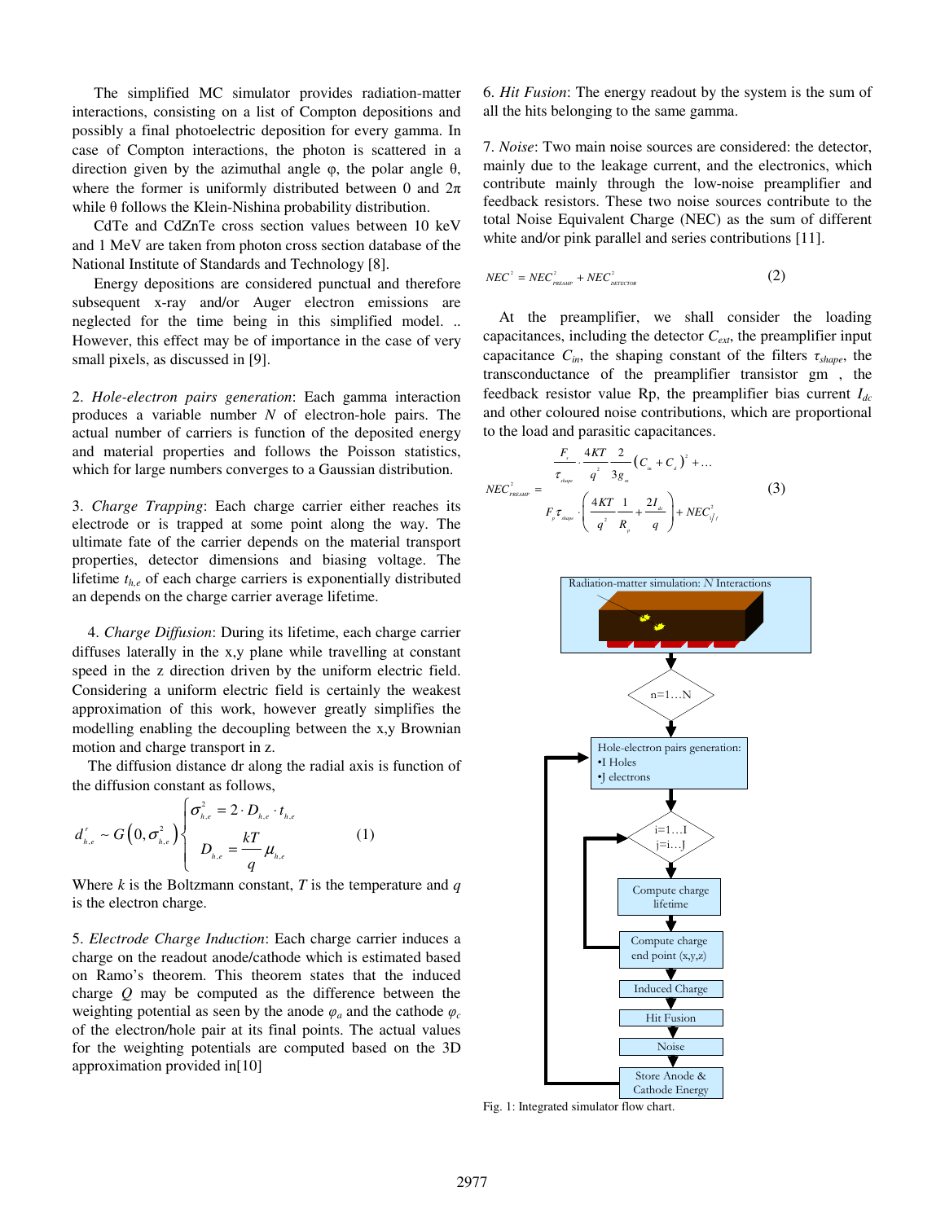The simplified MC simulator provides radiation-matter interactions, consisting on a list of Compton depositions and possibly a final photoelectric deposition for every gamma. In case of Compton interactions, the photon is scattered in a direction given by the azimuthal angle φ, the polar angle θ, where the former is uniformly distributed between 0 and 2π while θ follows the Klein-Nishina probability distribution.

CdTe and CdZnTe cross section values between 10 keV and 1 MeV are taken from photon cross section database of the National Institute of Standards and Technology [8].

Energy depositions are considered punctual and therefore subsequent x-ray and/or Auger electron emissions are neglected for the time being in this simplified model. .. However, this effect may be of importance in the case of very small pixels, as discussed in [9].

2. *Hole-electron pairs generation*: Each gamma interaction produces a variable number *N* of electron-hole pairs. The actual number of carriers is function of the deposited energy and material properties and follows the Poisson statistics, which for large numbers converges to a Gaussian distribution.

3. *Charge Trapping*: Each charge carrier either reaches its electrode or is trapped at some point along the way. The ultimate fate of the carrier depends on the material transport properties, detector dimensions and biasing voltage. The lifetime $t_{h,e}$ of each charge carriers is exponentially distributed an depends on the charge carrier average lifetime.

4. *Charge Diffusion*: During its lifetime, each charge carrier diffuses laterally in the x,y plane while travelling at constant speed in the z direction driven by the uniform electric field. Considering a uniform electric field is certainly the weakest approximation of this work, however greatly simplifies the modelling enabling the decoupling between the x,y Brownian motion and charge transport in z.

The diffusion distance dr along the radial axis is function of the diffusion constant as follows,

$$d^{r}_{h,e} \sim G\left(0, \sigma^{2}_{h,e}\right) \begin{cases} \sigma^{2}_{h,e} = 2 \cdot D_{h,e} \cdot t_{h,e} \\ D_{h,e} = \dfrac{kT}{q} \mu_{h,e} \end{cases} \qquad (1)$$

Where *k* is the Boltzmann constant, *T* is the temperature and *q* is the electron charge.

5. *Electrode Charge Induction*: Each charge carrier induces a charge on the readout anode/cathode which is estimated based on Ramo's theorem. This theorem states that the induced charge *Q* may be computed as the difference between the weighting potential as seen by the anode $\varphi_a$ and the cathode $\varphi_c$ of the electron/hole pair at its final points. The actual values for the weighting potentials are computed based on the 3D approximation provided in[10]

6. *Hit Fusion*: The energy readout by the system is the sum of all the hits belonging to the same gamma.

7. *Noise*: Two main noise sources are considered: the detector, mainly due to the leakage current, and the electronics, which contribute mainly through the low-noise preamplifier and feedback resistors. These two noise sources contribute to the total Noise Equivalent Charge (NEC) as the sum of different white and/or pink parallel and series contributions [11].

$$NEC^{2} = NEC^{2}_{PREAMP} + NEC^{2}_{DETECTOR} \qquad (2)$$

At the preamplifier, we shall consider the loading capacitances, including the detector $C_{ext}$, the preamplifier input capacitance $C_{in}$, the shaping constant of the filters $\tau_{shape}$, the transconductance of the preamplifier transistor gm , the feedback resistor value Rp, the preamplifier bias current $I_{dc}$ and other coloured noise contributions, which are proportional to the load and parasitic capacitances.

$$NEC^{2}_{PREAMP} = \begin{array}{l} \dfrac{F_{s}}{\tau_{shape}} \cdot \dfrac{4KT}{q^{2}} \dfrac{2}{3g_{m}} \left(C_{in} + C_{d}\right)^{2} + \ldots \\ F_{p}\tau_{shape} \cdot \left(\dfrac{4KT}{q^{2}} \dfrac{1}{R_{p}} + \dfrac{2I_{dc}}{q}\right) + NEC^{2}_{1/f} \end{array} \qquad (3)$$

Radiation-matter simulation: *N* Interactions

n=1…N

Hole-electron pairs generation:
- I Holes
- J electrons

i=1…I
j=i…J

Compute charge lifetime

Compute charge end point (x,y,z)

Induced Charge

Hit Fusion

Noise

Store Anode & Cathode Energy

Fig. 1: Integrated simulator flow chart.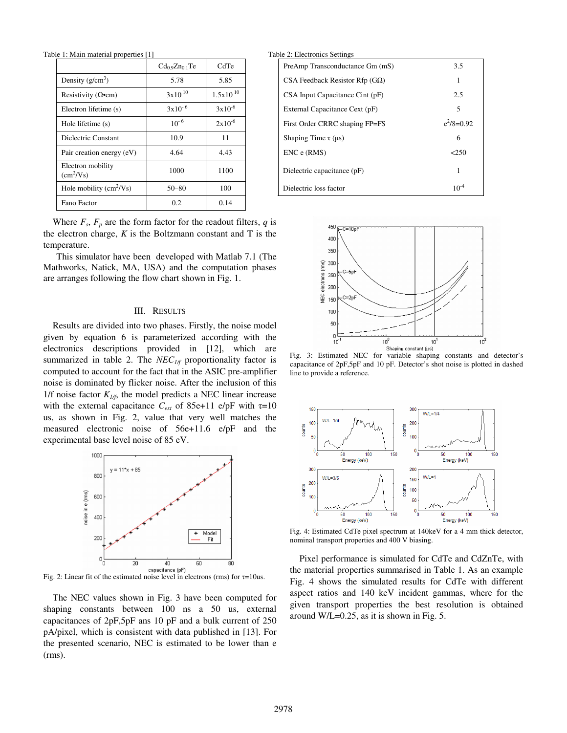Table 1: Main material properties [1]

| | $Cd_{0.9}Zn_{0.1}Te$ | CdTe |
|---|---|---|
| Density ($g/cm^3$) | 5.78 | 5.85 |
| Resistivity (Ω•cm) | $3x10^{10}$ | $1.5x10^{10}$ |
| Electron lifetime (s) | $3x10^{-6}$ | $3x10^{-6}$ |
| Hole lifetime (s) | $10^{-6}$ | $2x10^{-6}$ |
| Dielectric Constant | 10.9 | 11 |
| Pair creation energy (eV) | 4.64 | 4.43 |
| Electron mobility ($cm^2/Vs$) | 1000 | 1100 |
| Hole mobility ($cm^2/Vs$) | 50–80 | 100 |
| Fano Factor | 0.2 | 0.14 |

Where $F_s$, $F_p$ are the form factor for the readout filters, $q$ is the electron charge, $K$ is the Boltzmann constant and T is the temperature.

This simulator have been developed with Matlab 7.1 (The Mathworks, Natick, MA, USA) and the computation phases are arranges following the flow chart shown in Fig. 1.

## III. Results

Results are divided into two phases. Firstly, the noise model given by equation 6 is parameterized according with the electronics descriptions provided in [12], which are summarized in table 2. The $NEC_{1/f}$ proportionality factor is computed to account for the fact that in the ASIC pre-amplifier noise is dominated by flicker noise. After the inclusion of this 1/f noise factor $K_{1/f}$, the model predicts a NEC linear increase with the external capacitance $C_{ext}$ of 85e+11 e/pF with τ=10 us, as shown in Fig. 2, value that very well matches the measured electronic noise of 56e+11.6 e/pF and the experimental base level noise of 85 eV.

Fig. 2: Linear fit of the estimated noise level in electrons (rms) for τ=10us.

The NEC values shown in Fig. 3 have been computed for shaping constants between 100 ns a 50 us, external capacitances of 2pF,5pF ans 10 pF and a bulk current of 250 pA/pixel, which is consistent with data published in [13]. For the presented scenario, NEC is estimated to be lower than e (rms).

Table 2: Electronics Settings

| | |
|---|---|
| PreAmp Transconductance Gm (mS) | 3.5 |
| CSA Feedback Resistor Rfp (GΩ) | 1 |
| CSA Input Capacitance Cint (pF) | 2.5 |
| External Capacitance Cext (pF) | 5 |
| First Order CRRC shaping FP=FS | $e^2/8$=0.92 |
| Shaping Time τ (μs) | 6 |
| ENC e (RMS) | <250 |
| Dielectric capacitance (pF) | 1 |
| Dielectric loss factor | $10^{-4}$ |

Fig. 3: Estimated NEC for variable shaping constants and detector's capacitance of 2pF,5pF and 10 pF. Detector's shot noise is plotted in dashed line to provide a reference.

Fig. 4: Estimated CdTe pixel spectrum at 140keV for a 4 mm thick detector, nominal transport properties and 400 V biasing.

Pixel performance is simulated for CdTe and CdZnTe, with the material properties summarised in Table 1. As an example Fig. 4 shows the simulated results for CdTe with different aspect ratios and 140 keV incident gammas, where for the given transport properties the best resolution is obtained around W/L=0.25, as it is shown in Fig. 5.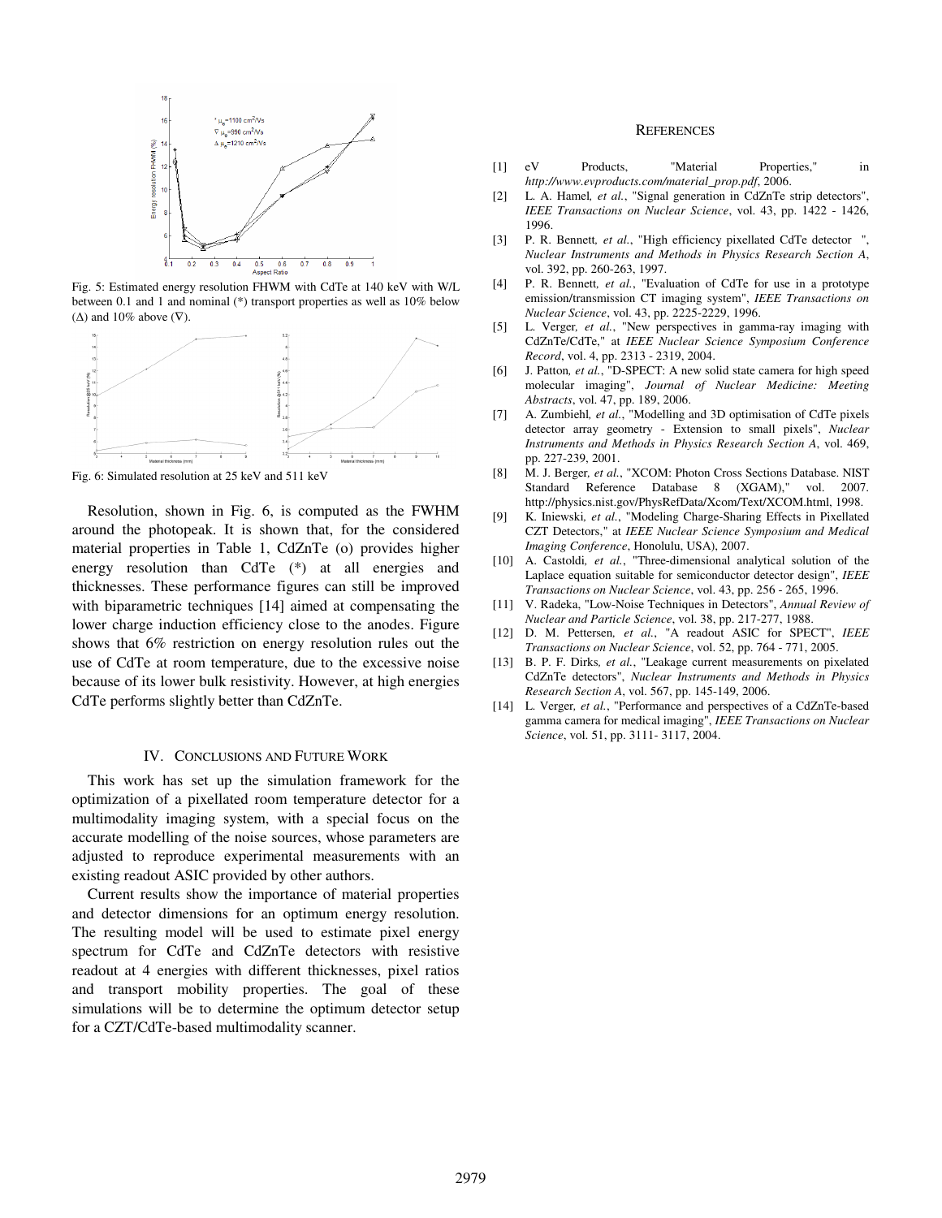18

16

14

12

10

8

6

4

Energy resolution FHWM (%)

0.1 0.2 0.3 0.4 0.5 0.6 0.7 0.8 0.9 1

Aspect Ratio

* $\mu_e$=1100 $cm^2$/Vs

∇ $\mu_e$=950 $cm^2$/Vs

Δ $\mu_e$=1210 $cm^2$/Vs

Fig. 5: Estimated energy resolution FHWM with CdTe at 140 keV with W/L between 0.1 and 1 and nominal (*) transport properties as well as 10% below (Δ) and 10% above (∇).

Resolution @25 keV (%)

Material thickness (mm)

Resolution @511 keV (%)

Material thickness (mm)

Fig. 6: Simulated resolution at 25 keV and 511 keV

Resolution, shown in Fig. 6, is computed as the FWHM around the photopeak. It is shown that, for the considered material properties in Table 1, CdZnTe (o) provides higher energy resolution than CdTe (*) at all energies and thicknesses. These performance figures can still be improved with biparametric techniques [14] aimed at compensating the lower charge induction efficiency close to the anodes. Figure shows that 6% restriction on energy resolution rules out the use of CdTe at room temperature, due to the excessive noise because of its lower bulk resistivity. However, at high energies CdTe performs slightly better than CdZnTe.

## IV. Conclusions and Future Work

This work has set up the simulation framework for the optimization of a pixellated room temperature detector for a multimodality imaging system, with a special focus on the accurate modelling of the noise sources, whose parameters are adjusted to reproduce experimental measurements with an existing readout ASIC provided by other authors.

Current results show the importance of material properties and detector dimensions for an optimum energy resolution. The resulting model will be used to estimate pixel energy spectrum for CdTe and CdZnTe detectors with resistive readout at 4 energies with different thicknesses, pixel ratios and transport mobility properties. The goal of these simulations will be to determine the optimum detector setup for a CZT/CdTe-based multimodality scanner.

## References

[1] eV Products, "Material Properties," in *http://www.evproducts.com/material_prop.pdf*, 2006.

[2] L. A. Hamel*, et al.*, "Signal generation in CdZnTe strip detectors", *IEEE Transactions on Nuclear Science*, vol. 43, pp. 1422 - 1426, 1996.

[3] P. R. Bennett*, et al.*, "High efficiency pixellated CdTe detector ", *Nuclear Instruments and Methods in Physics Research Section A*, vol. 392, pp. 260-263, 1997.

[4] P. R. Bennett*, et al.*, "Evaluation of CdTe for use in a prototype emission/transmission CT imaging system", *IEEE Transactions on Nuclear Science*, vol. 43, pp. 2225-2229, 1996.

[5] L. Verger*, et al.*, "New perspectives in gamma-ray imaging with CdZnTe/CdTe," at *IEEE Nuclear Science Symposium Conference Record*, vol. 4, pp. 2313 - 2319, 2004.

[6] J. Patton*, et al.*, "D-SPECT: A new solid state camera for high speed molecular imaging", *Journal of Nuclear Medicine: Meeting Abstracts*, vol. 47, pp. 189, 2006.

[7] A. Zumbiehl*, et al.*, "Modelling and 3D optimisation of CdTe pixels detector array geometry - Extension to small pixels", *Nuclear Instruments and Methods in Physics Research Section A*, vol. 469, pp. 227-239, 2001.

[8] M. J. Berger*, et al.*, "XCOM: Photon Cross Sections Database. NIST Standard Reference Database 8 (XGAM)," vol. 2007. http://physics.nist.gov/PhysRefData/Xcom/Text/XCOM.html, 1998.

[9] K. Iniewski*, et al.*, "Modeling Charge-Sharing Effects in Pixellated CZT Detectors," at *IEEE Nuclear Science Symposium and Medical Imaging Conference*, Honolulu, USA), 2007.

[10] A. Castoldi*, et al.*, "Three-dimensional analytical solution of the Laplace equation suitable for semiconductor detector design", *IEEE Transactions on Nuclear Science*, vol. 43, pp. 256 - 265, 1996.

[11] V. Radeka, "Low-Noise Techniques in Detectors", *Annual Review of Nuclear and Particle Science*, vol. 38, pp. 217-277, 1988.

[12] D. M. Pettersen*, et al.*, "A readout ASIC for SPECT", *IEEE Transactions on Nuclear Science*, vol. 52, pp. 764 - 771, 2005.

[13] B. P. F. Dirks*, et al.*, "Leakage current measurements on pixelated CdZnTe detectors", *Nuclear Instruments and Methods in Physics Research Section A*, vol. 567, pp. 145-149, 2006.

[14] L. Verger*, et al.*, "Performance and perspectives of a CdZnTe-based gamma camera for medical imaging", *IEEE Transactions on Nuclear Science*, vol. 51, pp. 3111- 3117, 2004.